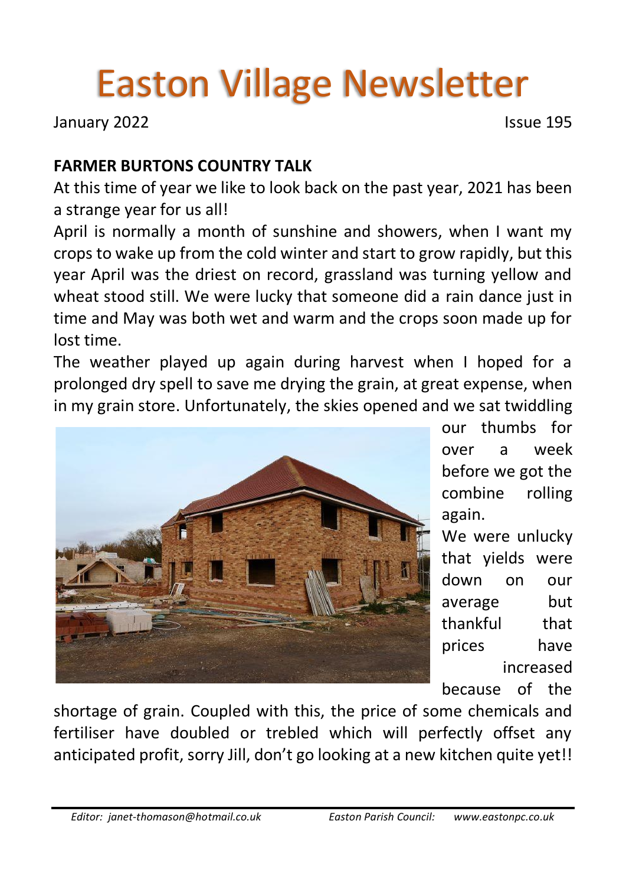# Easton Village Newsletter

January 2022 Issue 195

**FARMER BURTONS COUNTRY TALK**

At this time of year we like to look back on the past year, 2021 has been a strange year for us all!

April is normally a month of sunshine and showers, when I want my crops to wake up from the cold winter and start to grow rapidly, but this year April was the driest on record, grassland was turning yellow and wheat stood still. We were lucky that someone did a rain dance just in time and May was both wet and warm and the crops soon made up for lost time.

The weather played up again during harvest when I hoped for a prolonged dry spell to save me drying the grain, at great expense, when in my grain store. Unfortunately, the skies opened and we sat twiddling our thumbs for over a week before we got the combine rolling again.

We were unlucky that yields were down on our average but thankful that prices have increased because of the shortage of grain. Coupled with this, the price of some chemicals and fertiliser have doubled or trebled which will perfectly offset any anticipated profit, sorry Jill, don't go looking at a new kitchen quite yet!!

*Editor: janet-thomason@hotmail.co.uk* *Easton Parish Council: www.eastonpc.co.uk*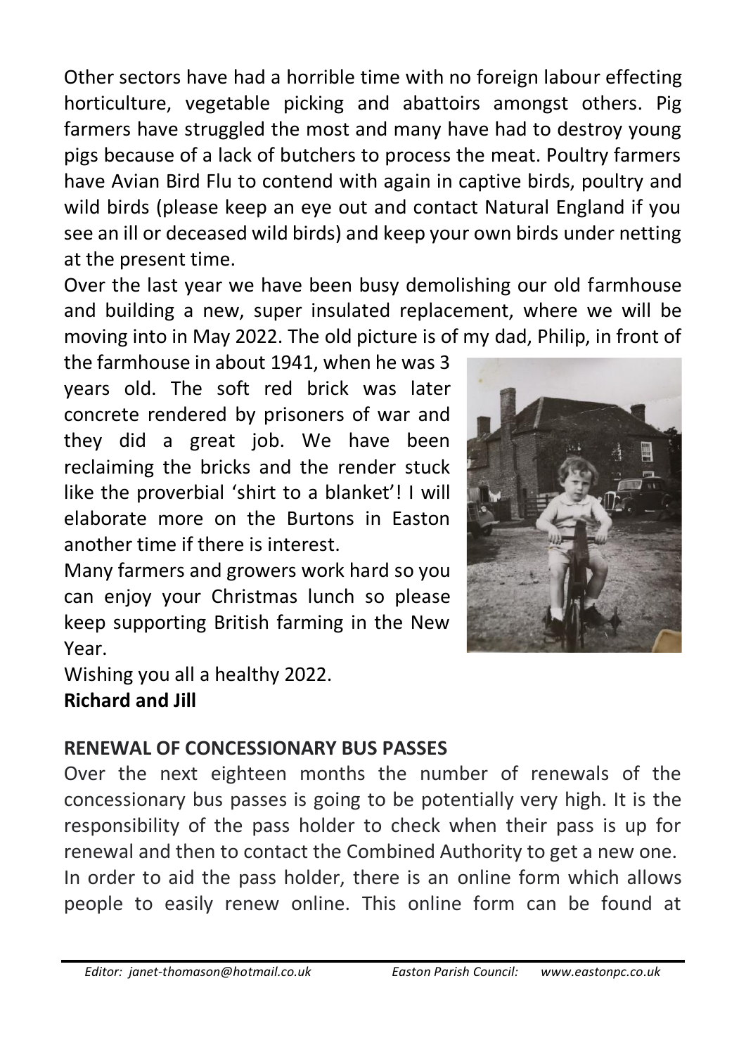Other sectors have had a horrible time with no foreign labour effecting horticulture, vegetable picking and abattoirs amongst others. Pig farmers have struggled the most and many have had to destroy young pigs because of a lack of butchers to process the meat. Poultry farmers have Avian Bird Flu to contend with again in captive birds, poultry and wild birds (please keep an eye out and contact Natural England if you see an ill or deceased wild birds) and keep your own birds under netting at the present time.

Over the last year we have been busy demolishing our old farmhouse and building a new, super insulated replacement, where we will be moving into in May 2022. The old picture is of my dad, Philip, in front of the farmhouse in about 1941, when he was 3 years old. The soft red brick was later concrete rendered by prisoners of war and they did a great job. We have been reclaiming the bricks and the render stuck like the proverbial 'shirt to a blanket'! I will elaborate more on the Burtons in Easton another time if there is interest.

Many farmers and growers work hard so you can enjoy your Christmas lunch so please keep supporting British farming in the New Year.

Wishing you all a healthy 2022.

**Richard and Jill**

## RENEWAL OF CONCESSIONARY BUS PASSES

Over the next eighteen months the number of renewals of the concessionary bus passes is going to be potentially very high. It is the responsibility of the pass holder to check when their pass is up for renewal and then to contact the Combined Authority to get a new one.

In order to aid the pass holder, there is an online form which allows people to easily renew online. This online form can be found at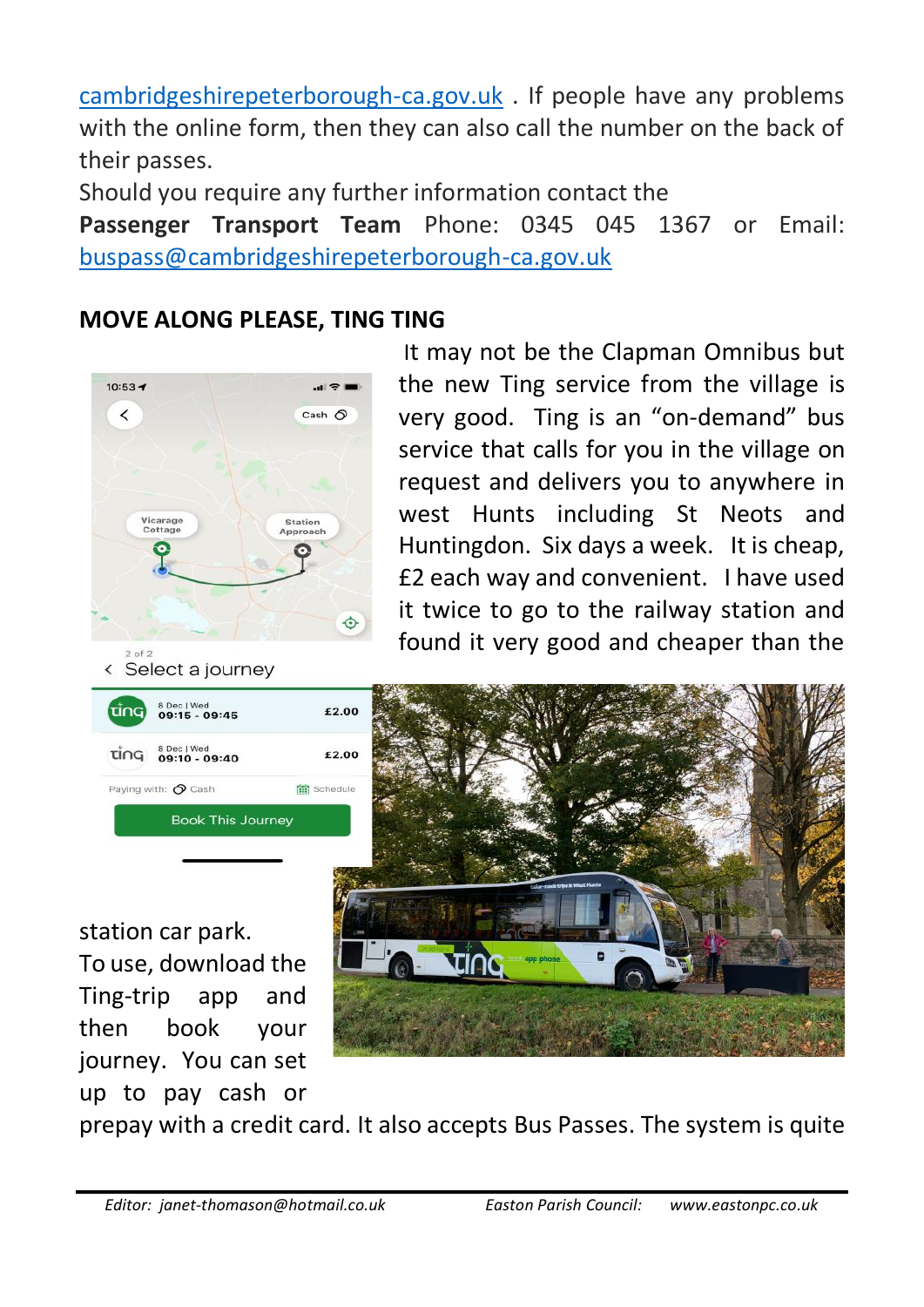[cambridgeshirepeterborough-ca.gov.uk](cambridgeshirepeterborough-ca.gov.uk) . If people have any problems with the online form, then they can also call the number on the back of their passes.

Should you require any further information contact the **Passenger Transport Team** Phone: 0345 045 1367 or Email: [buspass@cambridgeshirepeterborough-ca.gov.uk](mailto:buspass@cambridgeshirepeterborough-ca.gov.uk)

**MOVE ALONG PLEASE, TING TING**

It may not be the Clapman Omnibus but the new Ting service from the village is very good. Ting is an "on-demand" bus service that calls for you in the village on request and delivers you to anywhere in west Hunts including St Neots and Huntingdon. Six days a week. It is cheap, £2 each way and convenient. I have used it twice to go to the railway station and found it very good and cheaper than the station car park.

To use, download the Ting-trip app and then book your journey. You can set up to pay cash or prepay with a credit card. It also accepts Bus Passes. The system is quite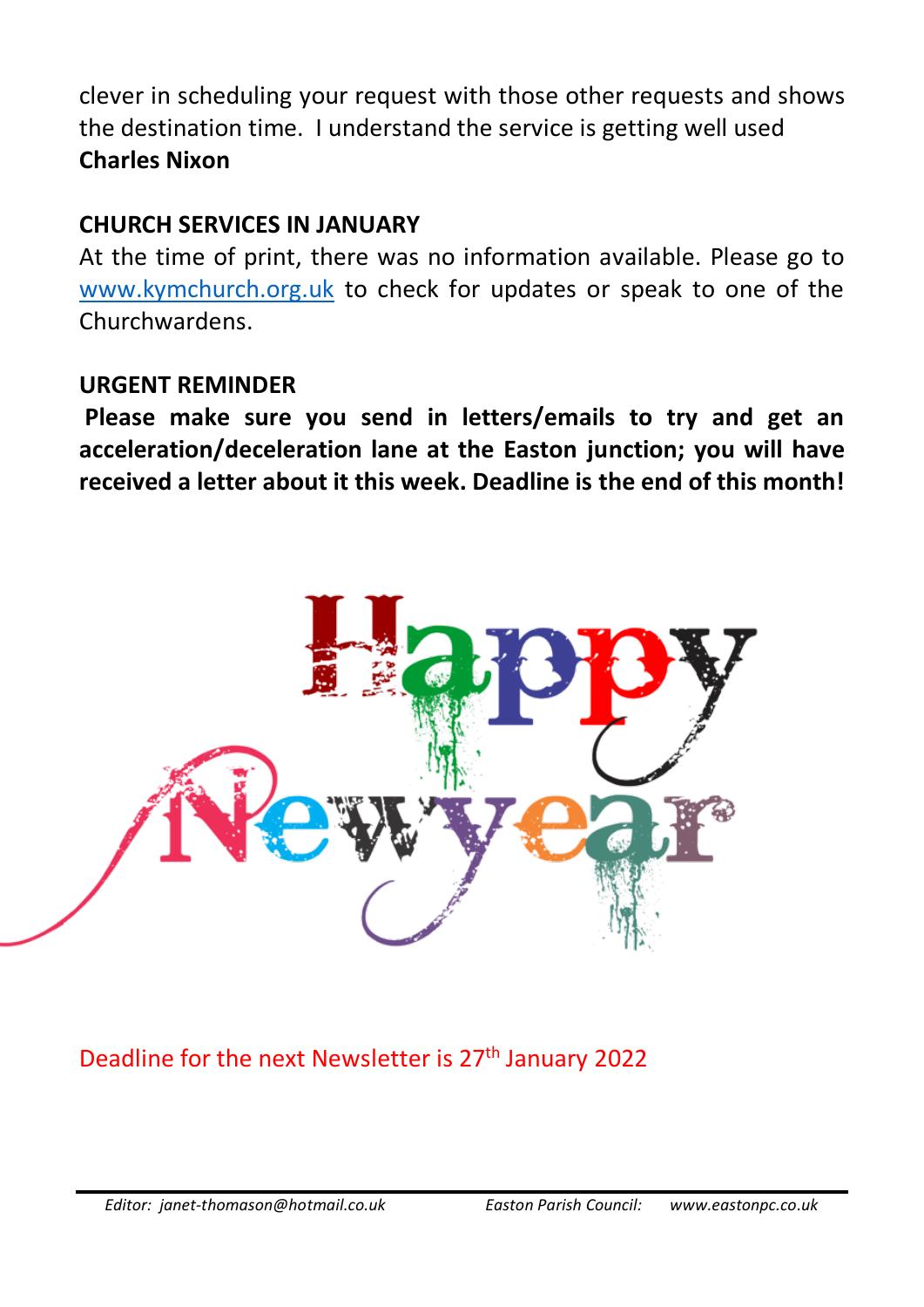clever in scheduling your request with those other requests and shows the destination time. I understand the service is getting well used
**Charles Nixon**

## CHURCH SERVICES IN JANUARY

At the time of print, there was no information available. Please go to www.kymchurch.org.uk to check for updates or speak to one of the Churchwardens.

## URGENT REMINDER

**Please make sure you send in letters/emails to try and get an acceleration/deceleration lane at the Easton junction; you will have received a letter about it this week. Deadline is the end of this month!**

Happy New year

Deadline for the next Newsletter is 27th January 2022

*Editor: janet-thomason@hotmail.co.uk* *Easton Parish Council: www.eastonpc.co.uk*